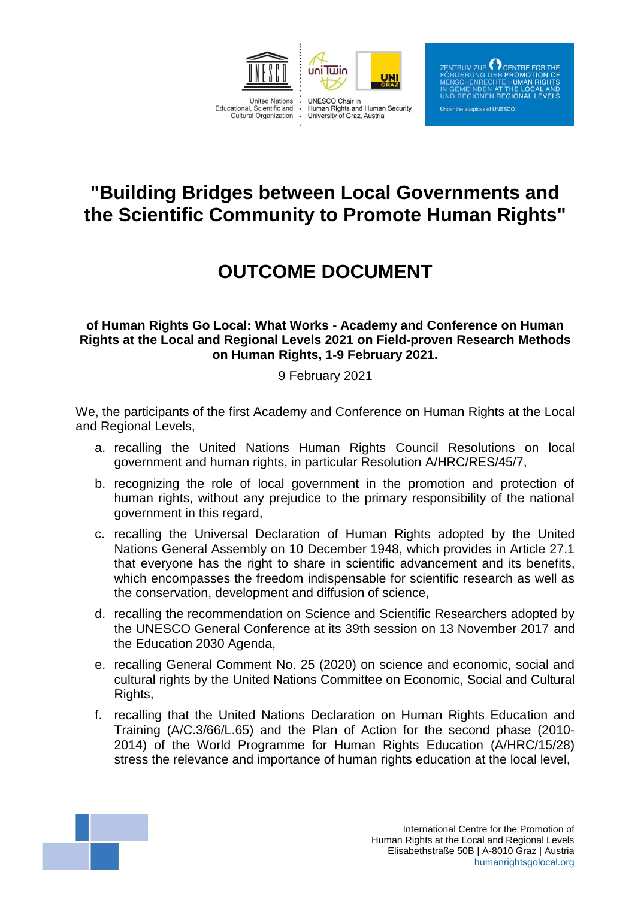# "Building Bridges between Local Governments and the Scientific Community to Promote Human Rights"

# OUTCOME DOCUMENT

**of Human Rights Go Local: What Works - Academy and Conference on Human Rights at the Local and Regional Levels 2021 on Field-proven Research Methods on Human Rights, 1-9 February 2021.**

9 February 2021

We, the participants of the first Academy and Conference on Human Rights at the Local and Regional Levels,

a. recalling the United Nations Human Rights Council Resolutions on local government and human rights, in particular Resolution A/HRC/RES/45/7,

b. recognizing the role of local government in the promotion and protection of human rights, without any prejudice to the primary responsibility of the national government in this regard,

c. recalling the Universal Declaration of Human Rights adopted by the United Nations General Assembly on 10 December 1948, which provides in Article 27.1 that everyone has the right to share in scientific advancement and its benefits, which encompasses the freedom indispensable for scientific research as well as the conservation, development and diffusion of science,

d. recalling the recommendation on Science and Scientific Researchers adopted by the UNESCO General Conference at its 39th session on 13 November 2017 and the Education 2030 Agenda,

e. recalling General Comment No. 25 (2020) on science and economic, social and cultural rights by the United Nations Committee on Economic, Social and Cultural Rights,

f. recalling that the United Nations Declaration on Human Rights Education and Training (A/C.3/66/L.65) and the Plan of Action for the second phase (2010-2014) of the World Programme for Human Rights Education (A/HRC/15/28) stress the relevance and importance of human rights education at the local level,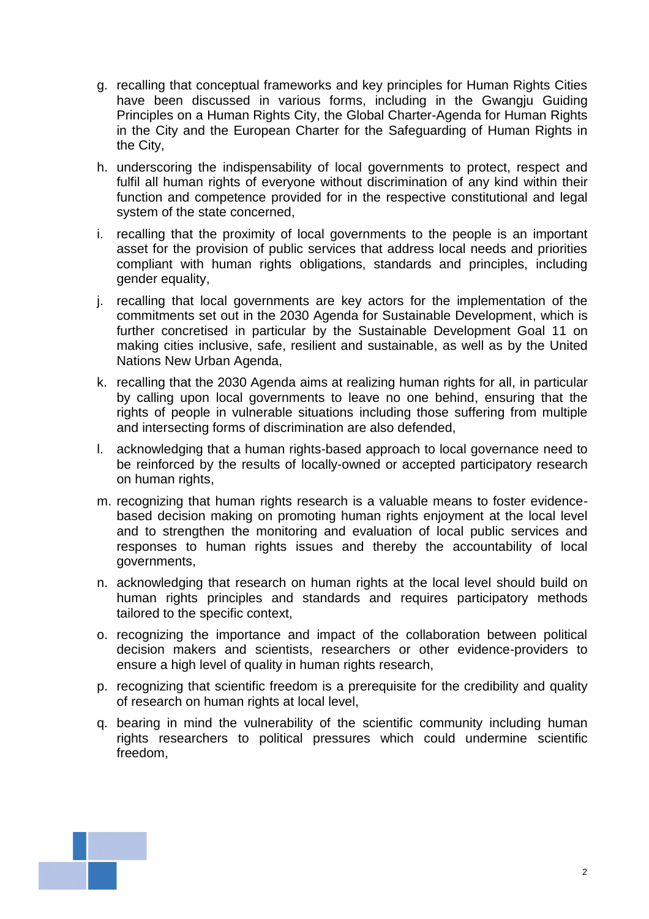g. recalling that conceptual frameworks and key principles for Human Rights Cities have been discussed in various forms, including in the Gwangju Guiding Principles on a Human Rights City, the Global Charter-Agenda for Human Rights in the City and the European Charter for the Safeguarding of Human Rights in the City,

h. underscoring the indispensability of local governments to protect, respect and fulfil all human rights of everyone without discrimination of any kind within their function and competence provided for in the respective constitutional and legal system of the state concerned,

i. recalling that the proximity of local governments to the people is an important asset for the provision of public services that address local needs and priorities compliant with human rights obligations, standards and principles, including gender equality,

j. recalling that local governments are key actors for the implementation of the commitments set out in the 2030 Agenda for Sustainable Development, which is further concretised in particular by the Sustainable Development Goal 11 on making cities inclusive, safe, resilient and sustainable, as well as by the United Nations New Urban Agenda,

k. recalling that the 2030 Agenda aims at realizing human rights for all, in particular by calling upon local governments to leave no one behind, ensuring that the rights of people in vulnerable situations including those suffering from multiple and intersecting forms of discrimination are also defended,

l. acknowledging that a human rights-based approach to local governance need to be reinforced by the results of locally-owned or accepted participatory research on human rights,

m. recognizing that human rights research is a valuable means to foster evidence-based decision making on promoting human rights enjoyment at the local level and to strengthen the monitoring and evaluation of local public services and responses to human rights issues and thereby the accountability of local governments,

n. acknowledging that research on human rights at the local level should build on human rights principles and standards and requires participatory methods tailored to the specific context,

o. recognizing the importance and impact of the collaboration between political decision makers and scientists, researchers or other evidence-providers to ensure a high level of quality in human rights research,

p. recognizing that scientific freedom is a prerequisite for the credibility and quality of research on human rights at local level,

q. bearing in mind the vulnerability of the scientific community including human rights researchers to political pressures which could undermine scientific freedom,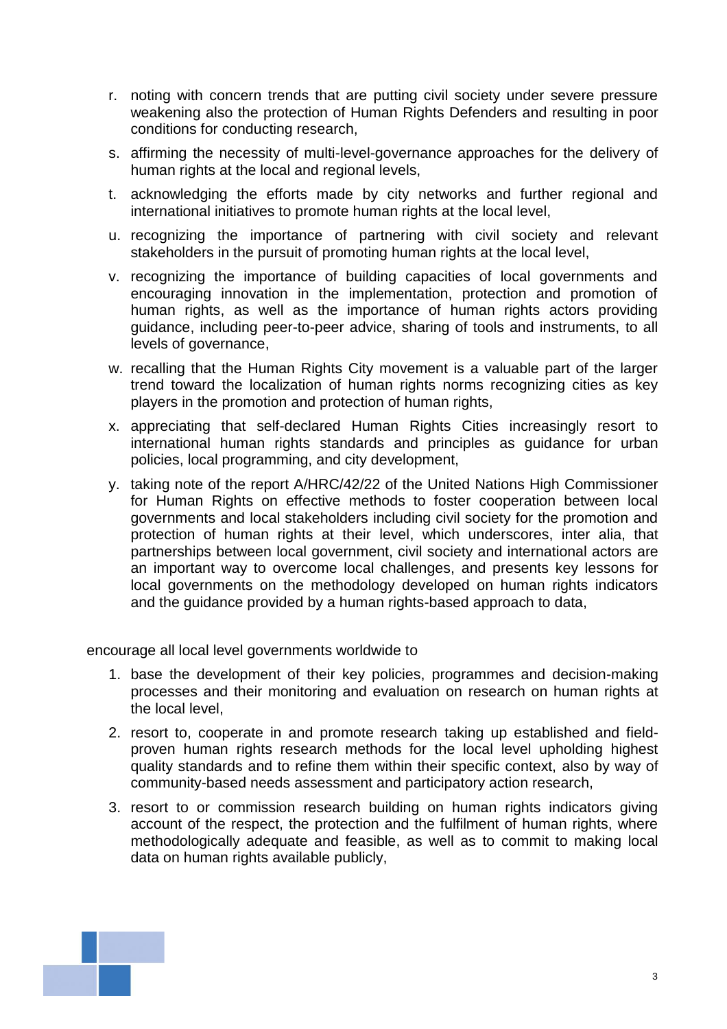r. noting with concern trends that are putting civil society under severe pressure weakening also the protection of Human Rights Defenders and resulting in poor conditions for conducting research,

s. affirming the necessity of multi-level-governance approaches for the delivery of human rights at the local and regional levels,

t. acknowledging the efforts made by city networks and further regional and international initiatives to promote human rights at the local level,

u. recognizing the importance of partnering with civil society and relevant stakeholders in the pursuit of promoting human rights at the local level,

v. recognizing the importance of building capacities of local governments and encouraging innovation in the implementation, protection and promotion of human rights, as well as the importance of human rights actors providing guidance, including peer-to-peer advice, sharing of tools and instruments, to all levels of governance,

w. recalling that the Human Rights City movement is a valuable part of the larger trend toward the localization of human rights norms recognizing cities as key players in the promotion and protection of human rights,

x. appreciating that self-declared Human Rights Cities increasingly resort to international human rights standards and principles as guidance for urban policies, local programming, and city development,

y. taking note of the report A/HRC/42/22 of the United Nations High Commissioner for Human Rights on effective methods to foster cooperation between local governments and local stakeholders including civil society for the promotion and protection of human rights at their level, which underscores, inter alia, that partnerships between local government, civil society and international actors are an important way to overcome local challenges, and presents key lessons for local governments on the methodology developed on human rights indicators and the guidance provided by a human rights-based approach to data,

encourage all local level governments worldwide to

1. base the development of their key policies, programmes and decision-making processes and their monitoring and evaluation on research on human rights at the local level,
2. resort to, cooperate in and promote research taking up established and field-proven human rights research methods for the local level upholding highest quality standards and to refine them within their specific context, also by way of community-based needs assessment and participatory action research,
3. resort to or commission research building on human rights indicators giving account of the respect, the protection and the fulfilment of human rights, where methodologically adequate and feasible, as well as to commit to making local data on human rights available publicly,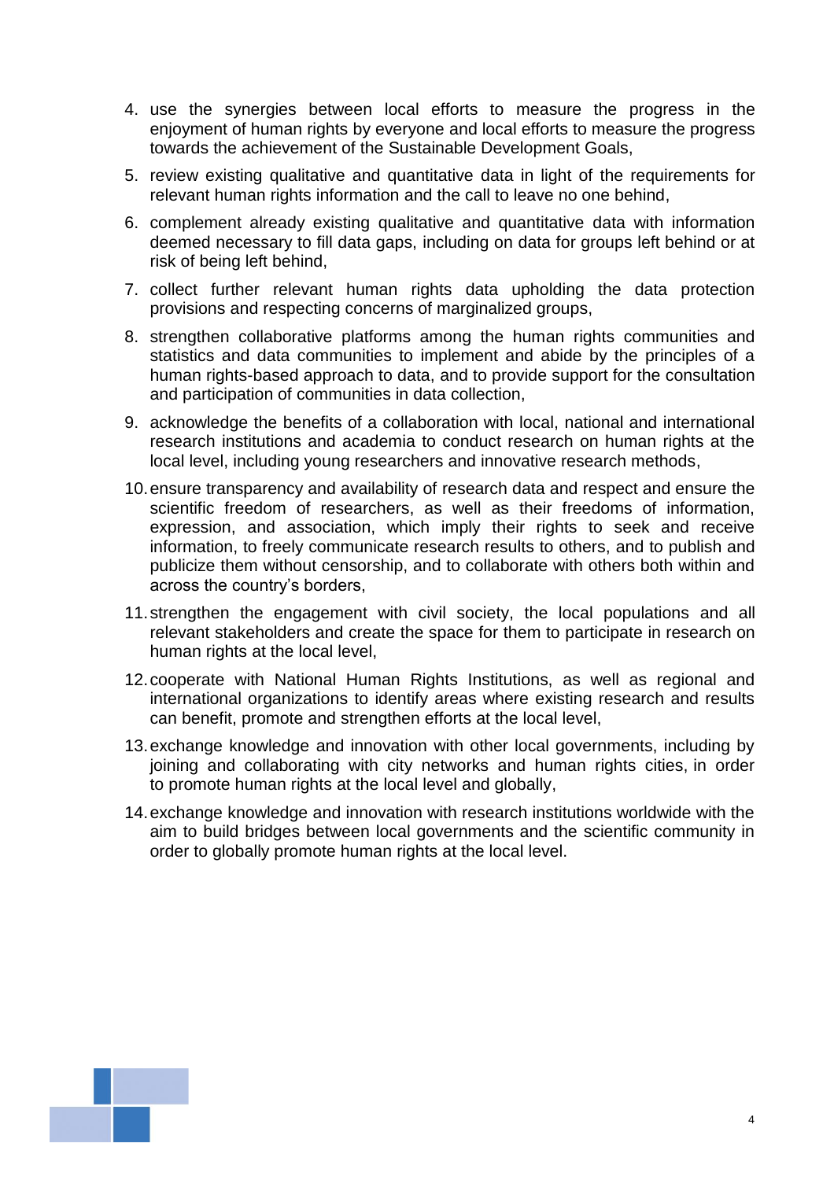4. use the synergies between local efforts to measure the progress in the enjoyment of human rights by everyone and local efforts to measure the progress towards the achievement of the Sustainable Development Goals,
5. review existing qualitative and quantitative data in light of the requirements for relevant human rights information and the call to leave no one behind,
6. complement already existing qualitative and quantitative data with information deemed necessary to fill data gaps, including on data for groups left behind or at risk of being left behind,
7. collect further relevant human rights data upholding the data protection provisions and respecting concerns of marginalized groups,
8. strengthen collaborative platforms among the human rights communities and statistics and data communities to implement and abide by the principles of a human rights-based approach to data, and to provide support for the consultation and participation of communities in data collection,
9. acknowledge the benefits of a collaboration with local, national and international research institutions and academia to conduct research on human rights at the local level, including young researchers and innovative research methods,
10. ensure transparency and availability of research data and respect and ensure the scientific freedom of researchers, as well as their freedoms of information, expression, and association, which imply their rights to seek and receive information, to freely communicate research results to others, and to publish and publicize them without censorship, and to collaborate with others both within and across the country's borders,
11. strengthen the engagement with civil society, the local populations and all relevant stakeholders and create the space for them to participate in research on human rights at the local level,
12. cooperate with National Human Rights Institutions, as well as regional and international organizations to identify areas where existing research and results can benefit, promote and strengthen efforts at the local level,
13. exchange knowledge and innovation with other local governments, including by joining and collaborating with city networks and human rights cities, in order to promote human rights at the local level and globally,
14. exchange knowledge and innovation with research institutions worldwide with the aim to build bridges between local governments and the scientific community in order to globally promote human rights at the local level.